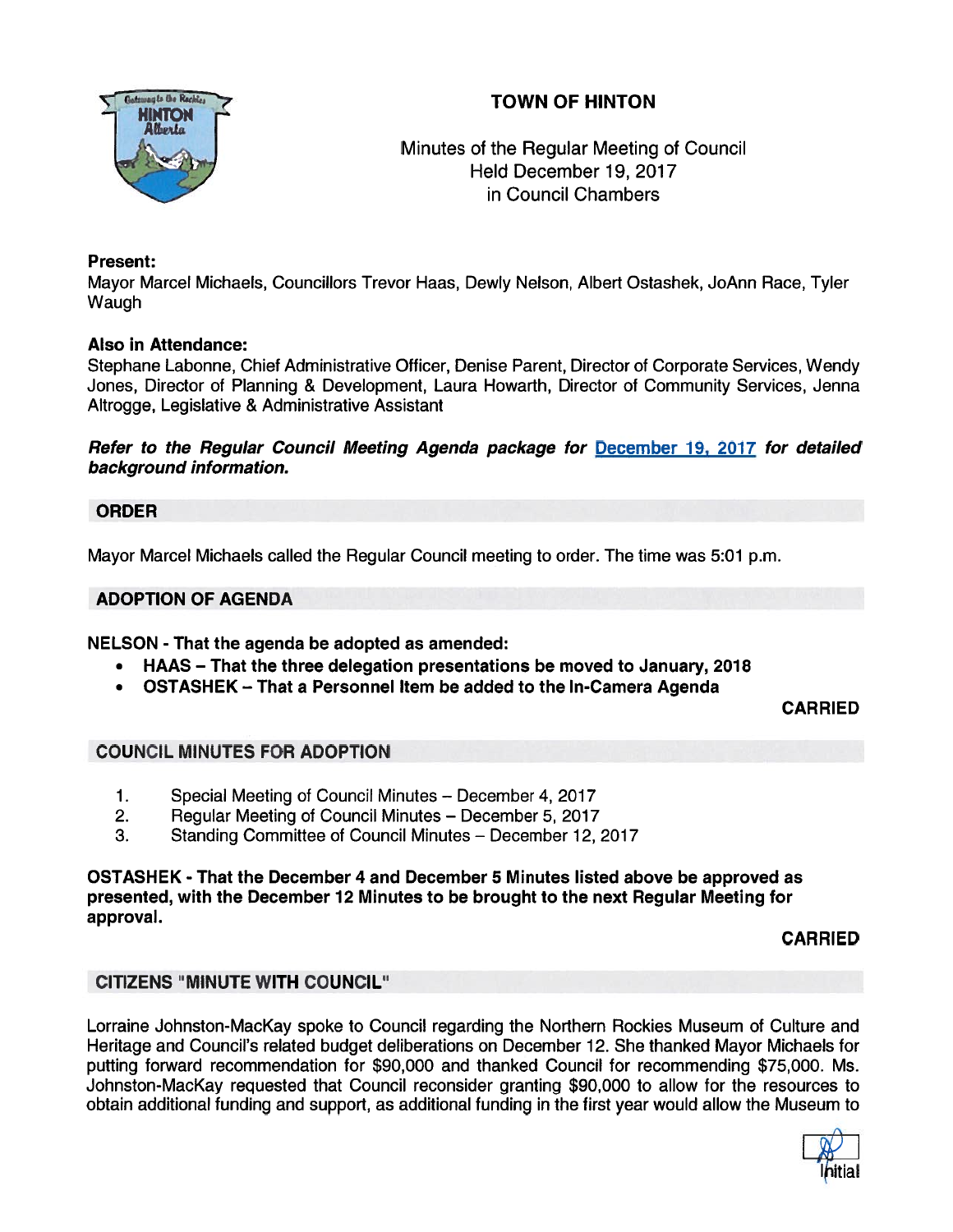# TOWN OF HINTON

Minutes of the Regular Meeting of Council
Held December 19, 2017
in Council Chambers

**Present:**
Mayor Marcel Michaels, Councillors Trevor Haas, Dewly Nelson, Albert Ostashek, JoAnn Race, Tyler Waugh

**Also in Attendance:**
Stephane Labonne, Chief Administrative Officer, Denise Parent, Director of Corporate Services, Wendy Jones, Director of Planning & Development, Laura Howarth, Director of Community Services, Jenna Altrogge, Legislative & Administrative Assistant

***Refer to the Regular Council Meeting Agenda package for December 19, 2017 for detailed background information.***

## ORDER

Mayor Marcel Michaels called the Regular Council meeting to order. The time was 5:01 p.m.

## ADOPTION OF AGENDA

**NELSON - That the agenda be adopted as amended:**

- **HAAS – That the three delegation presentations be moved to January, 2018**
- **OSTASHEK – That a Personnel Item be added to the In-Camera Agenda**

**CARRIED**

## COUNCIL MINUTES FOR ADOPTION

1. Special Meeting of Council Minutes – December 4, 2017
2. Regular Meeting of Council Minutes – December 5, 2017
3. Standing Committee of Council Minutes – December 12, 2017

**OSTASHEK - That the December 4 and December 5 Minutes listed above be approved as presented, with the December 12 Minutes to be brought to the next Regular Meeting for approval.**

**CARRIED**

## CITIZENS "MINUTE WITH COUNCIL"

Lorraine Johnston-MacKay spoke to Council regarding the Northern Rockies Museum of Culture and Heritage and Council's related budget deliberations on December 12. She thanked Mayor Michaels for putting forward recommendation for $90,000 and thanked Council for recommending $75,000. Ms. Johnston-MacKay requested that Council reconsider granting $90,000 to allow for the resources to obtain additional funding and support, as additional funding in the first year would allow the Museum to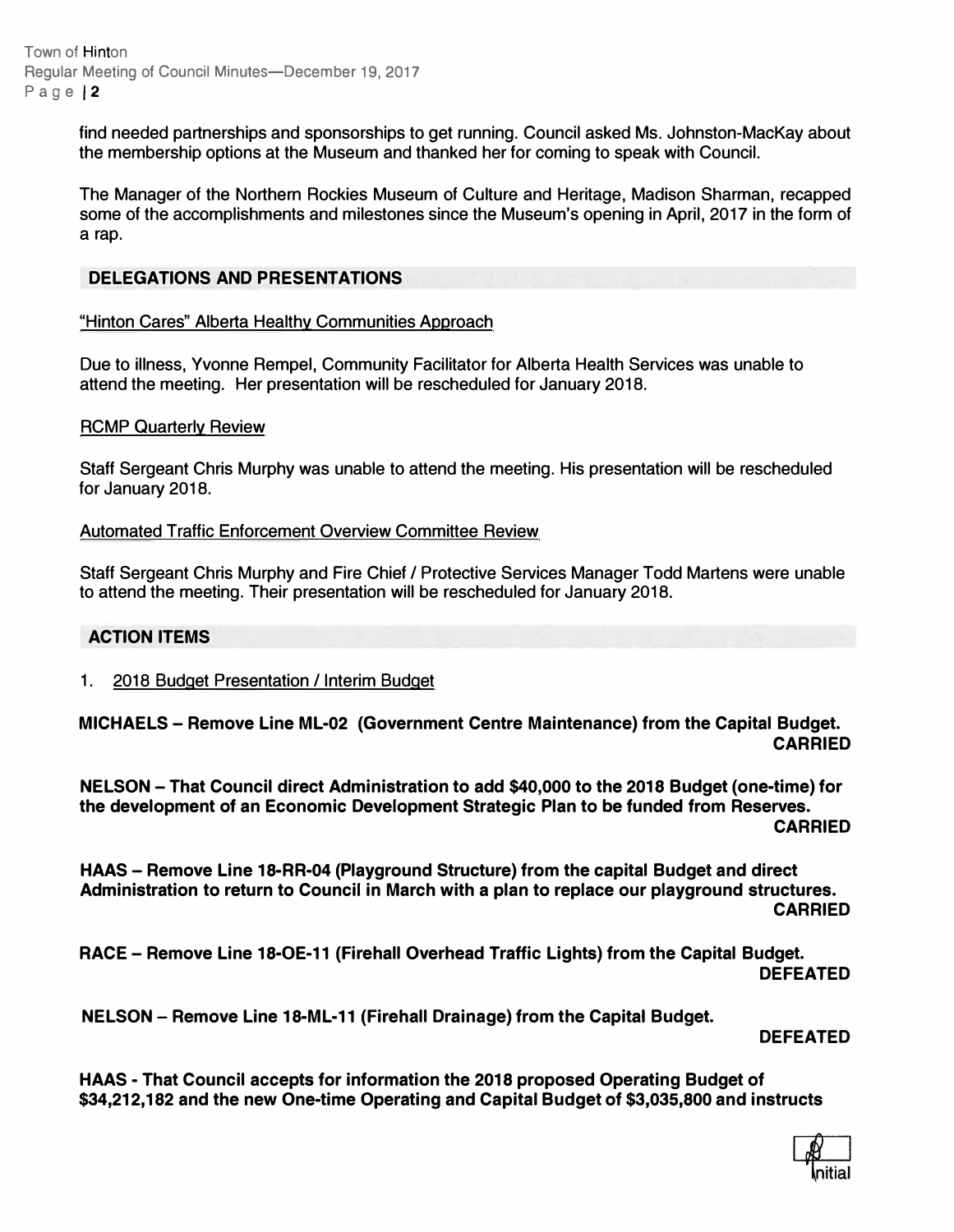find needed partnerships and sponsorships to get running. Council asked Ms. Johnston-MacKay about the membership options at the Museum and thanked her for coming to speak with Council.

The Manager of the Northern Rockies Museum of Culture and Heritage, Madison Sharman, recapped some of the accomplishments and milestones since the Museum's opening in April, 2017 in the form of a rap.

## DELEGATIONS AND PRESENTATIONS

"Hinton Cares" Alberta Healthy Communities Approach

Due to illness, Yvonne Rempel, Community Facilitator for Alberta Health Services was unable to attend the meeting. Her presentation will be rescheduled for January 2018.

RCMP Quarterly Review

Staff Sergeant Chris Murphy was unable to attend the meeting. His presentation will be rescheduled for January 2018.

Automated Traffic Enforcement Overview Committee Review

Staff Sergeant Chris Murphy and Fire Chief / Protective Services Manager Todd Martens were unable to attend the meeting. Their presentation will be rescheduled for January 2018.

## ACTION ITEMS

1. 2018 Budget Presentation / Interim Budget

**MICHAELS – Remove Line ML-02 (Government Centre Maintenance) from the Capital Budget.**
**CARRIED**

**NELSON – That Council direct Administration to add $40,000 to the 2018 Budget (one-time) for the development of an Economic Development Strategic Plan to be funded from Reserves.**
**CARRIED**

**HAAS – Remove Line 18-RR-04 (Playground Structure) from the capital Budget and direct Administration to return to Council in March with a plan to replace our playground structures.**
**CARRIED**

**RACE – Remove Line 18-OE-11 (Firehall Overhead Traffic Lights) from the Capital Budget.**
**DEFEATED**

**NELSON – Remove Line 18-ML-11 (Firehall Drainage) from the Capital Budget.**
**DEFEATED**

**HAAS - That Council accepts for information the 2018 proposed Operating Budget of $34,212,182 and the new One-time Operating and Capital Budget of $3,035,800 and instructs**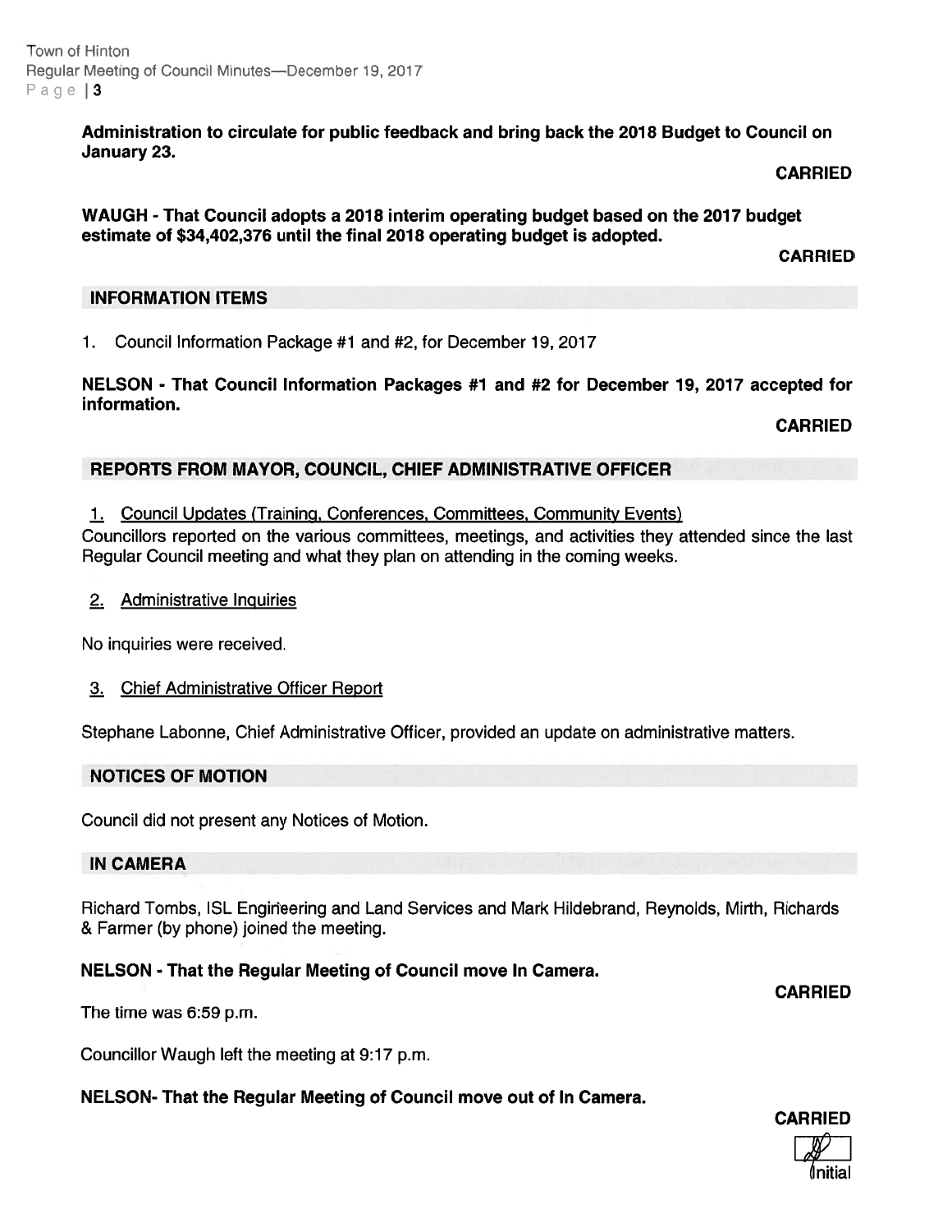**Administration to circulate for public feedback and bring back the 2018 Budget to Council on January 23.**

**CARRIED**

**WAUGH - That Council adopts a 2018 interim operating budget based on the 2017 budget estimate of $34,402,376 until the final 2018 operating budget is adopted.**

**CARRIED**

## INFORMATION ITEMS

1. Council Information Package #1 and #2, for December 19, 2017

**NELSON - That Council Information Packages #1 and #2 for December 19, 2017 accepted for information.**

**CARRIED**

## REPORTS FROM MAYOR, COUNCIL, CHIEF ADMINISTRATIVE OFFICER

1. Council Updates (Training, Conferences, Committees, Community Events)

Councillors reported on the various committees, meetings, and activities they attended since the last Regular Council meeting and what they plan on attending in the coming weeks.

2. Administrative Inquiries

No inquiries were received.

3. Chief Administrative Officer Report

Stephane Labonne, Chief Administrative Officer, provided an update on administrative matters.

## NOTICES OF MOTION

Council did not present any Notices of Motion.

## IN CAMERA

Richard Tombs, ISL Engineering and Land Services and Mark Hildebrand, Reynolds, Mirth, Richards & Farmer (by phone) joined the meeting.

**NELSON - That the Regular Meeting of Council move In Camera.**

**CARRIED**

The time was 6:59 p.m.

Councillor Waugh left the meeting at 9:17 p.m.

**NELSON- That the Regular Meeting of Council move out of In Camera.**

**CARRIED**

Initial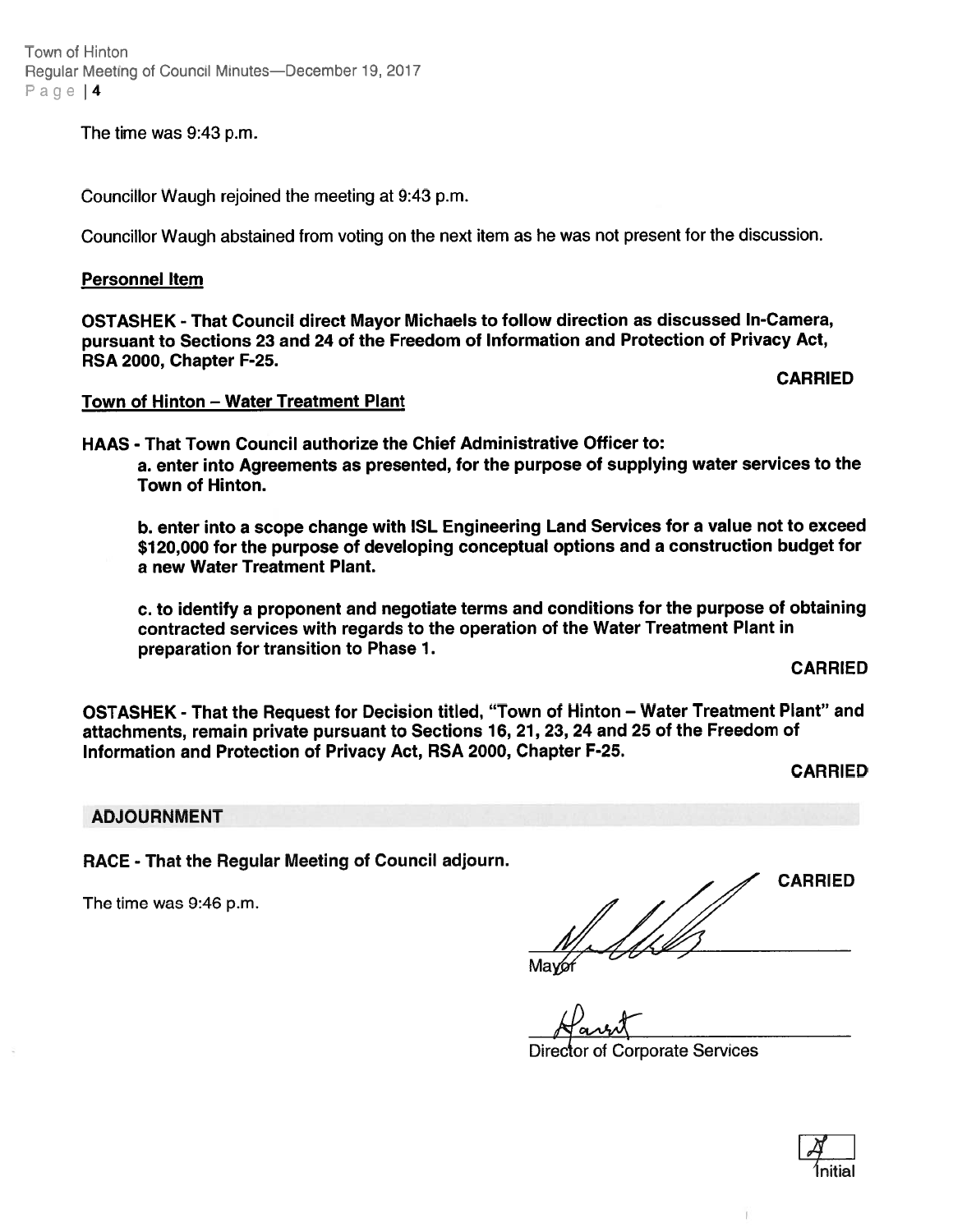The time was 9:43 p.m.

Councillor Waugh rejoined the meeting at 9:43 p.m.

Councillor Waugh abstained from voting on the next item as he was not present for the discussion.

**Personnel Item**

**OSTASHEK - That Council direct Mayor Michaels to follow direction as discussed In-Camera, pursuant to Sections 23 and 24 of the Freedom of Information and Protection of Privacy Act, RSA 2000, Chapter F-25.**

**CARRIED**

**Town of Hinton – Water Treatment Plant**

**HAAS - That Town Council authorize the Chief Administrative Officer to:**

**a. enter into Agreements as presented, for the purpose of supplying water services to the Town of Hinton.**

**b. enter into a scope change with ISL Engineering Land Services for a value not to exceed $120,000 for the purpose of developing conceptual options and a construction budget for a new Water Treatment Plant.**

**c. to identify a proponent and negotiate terms and conditions for the purpose of obtaining contracted services with regards to the operation of the Water Treatment Plant in preparation for transition to Phase 1.**

**CARRIED**

**OSTASHEK - That the Request for Decision titled, "Town of Hinton – Water Treatment Plant" and attachments, remain private pursuant to Sections 16, 21, 23, 24 and 25 of the Freedom of Information and Protection of Privacy Act, RSA 2000, Chapter F-25.**

**CARRIED**

## ADJOURNMENT

**RACE - That the Regular Meeting of Council adjourn.**

**CARRIED**

The time was 9:46 p.m.

Mayor

Director of Corporate Services

Initial